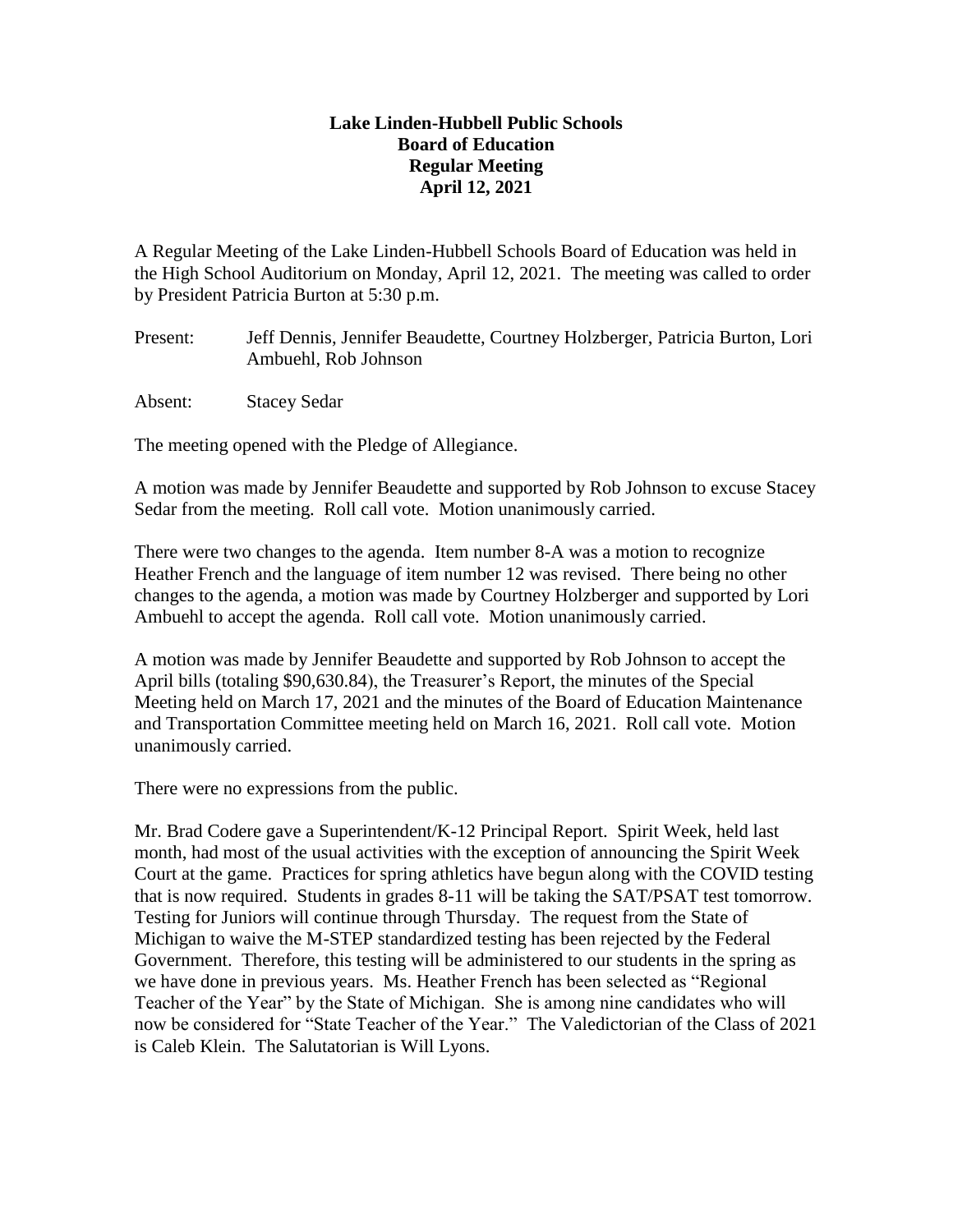# Lake Linden-Hubbell Public Schools
## Board of Education
## Regular Meeting
## April 12, 2021

A Regular Meeting of the Lake Linden-Hubbell Schools Board of Education was held in the High School Auditorium on Monday, April 12, 2021. The meeting was called to order by President Patricia Burton at 5:30 p.m.

Present: Jeff Dennis, Jennifer Beaudette, Courtney Holzberger, Patricia Burton, Lori Ambuehl, Rob Johnson

Absent: Stacey Sedar

The meeting opened with the Pledge of Allegiance.

A motion was made by Jennifer Beaudette and supported by Rob Johnson to excuse Stacey Sedar from the meeting. Roll call vote. Motion unanimously carried.

There were two changes to the agenda. Item number 8-A was a motion to recognize Heather French and the language of item number 12 was revised. There being no other changes to the agenda, a motion was made by Courtney Holzberger and supported by Lori Ambuehl to accept the agenda. Roll call vote. Motion unanimously carried.

A motion was made by Jennifer Beaudette and supported by Rob Johnson to accept the April bills (totaling $90,630.84), the Treasurer's Report, the minutes of the Special Meeting held on March 17, 2021 and the minutes of the Board of Education Maintenance and Transportation Committee meeting held on March 16, 2021. Roll call vote. Motion unanimously carried.

There were no expressions from the public.

Mr. Brad Codere gave a Superintendent/K-12 Principal Report. Spirit Week, held last month, had most of the usual activities with the exception of announcing the Spirit Week Court at the game. Practices for spring athletics have begun along with the COVID testing that is now required. Students in grades 8-11 will be taking the SAT/PSAT test tomorrow. Testing for Juniors will continue through Thursday. The request from the State of Michigan to waive the M-STEP standardized testing has been rejected by the Federal Government. Therefore, this testing will be administered to our students in the spring as we have done in previous years. Ms. Heather French has been selected as "Regional Teacher of the Year" by the State of Michigan. She is among nine candidates who will now be considered for "State Teacher of the Year." The Valedictorian of the Class of 2021 is Caleb Klein. The Salutatorian is Will Lyons.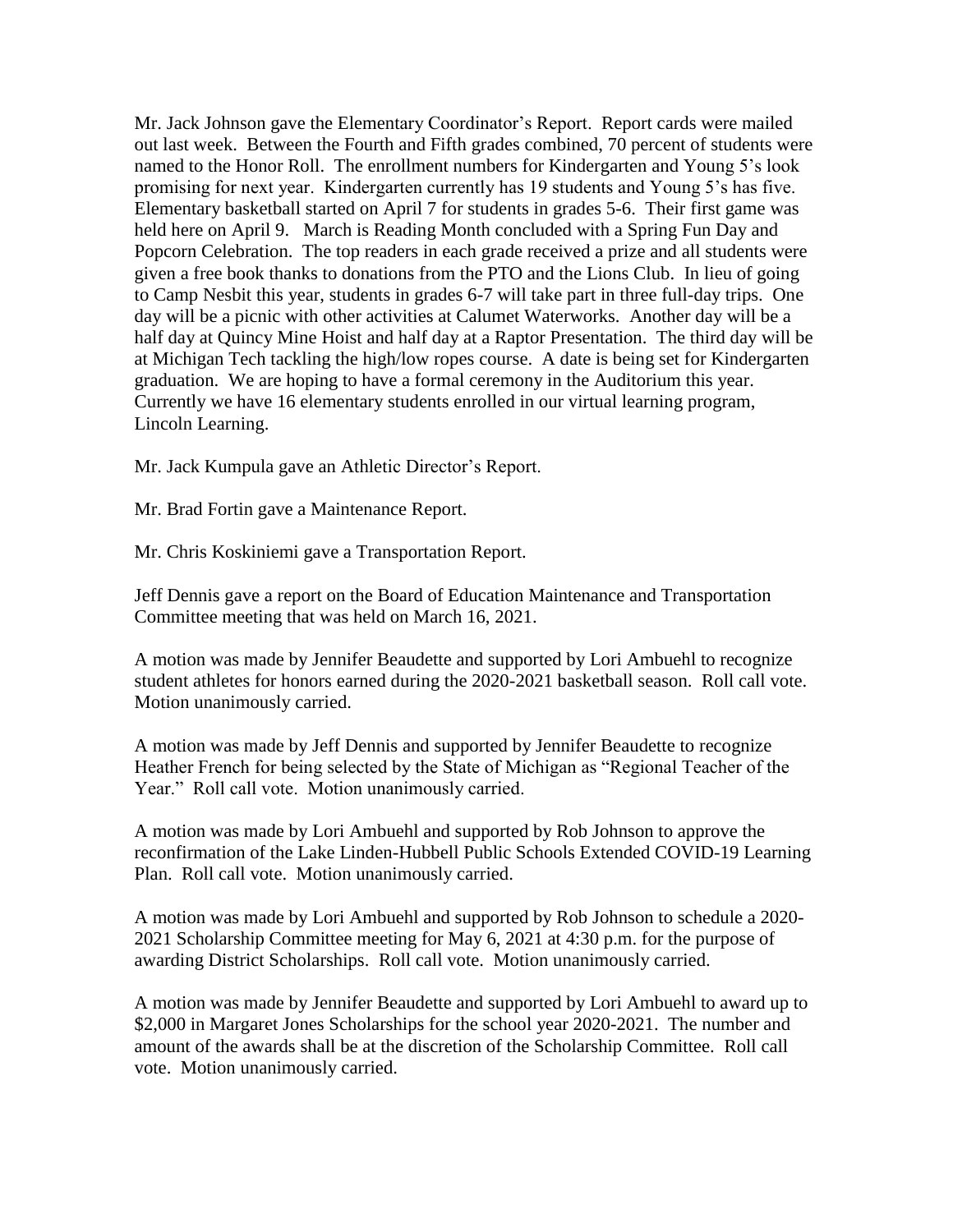Mr. Jack Johnson gave the Elementary Coordinator's Report. Report cards were mailed out last week. Between the Fourth and Fifth grades combined, 70 percent of students were named to the Honor Roll. The enrollment numbers for Kindergarten and Young 5's look promising for next year. Kindergarten currently has 19 students and Young 5's has five. Elementary basketball started on April 7 for students in grades 5-6. Their first game was held here on April 9. March is Reading Month concluded with a Spring Fun Day and Popcorn Celebration. The top readers in each grade received a prize and all students were given a free book thanks to donations from the PTO and the Lions Club. In lieu of going to Camp Nesbit this year, students in grades 6-7 will take part in three full-day trips. One day will be a picnic with other activities at Calumet Waterworks. Another day will be a half day at Quincy Mine Hoist and half day at a Raptor Presentation. The third day will be at Michigan Tech tackling the high/low ropes course. A date is being set for Kindergarten graduation. We are hoping to have a formal ceremony in the Auditorium this year. Currently we have 16 elementary students enrolled in our virtual learning program, Lincoln Learning.

Mr. Jack Kumpula gave an Athletic Director's Report.

Mr. Brad Fortin gave a Maintenance Report.

Mr. Chris Koskiniemi gave a Transportation Report.

Jeff Dennis gave a report on the Board of Education Maintenance and Transportation Committee meeting that was held on March 16, 2021.

A motion was made by Jennifer Beaudette and supported by Lori Ambuehl to recognize student athletes for honors earned during the 2020-2021 basketball season. Roll call vote. Motion unanimously carried.

A motion was made by Jeff Dennis and supported by Jennifer Beaudette to recognize Heather French for being selected by the State of Michigan as "Regional Teacher of the Year." Roll call vote. Motion unanimously carried.

A motion was made by Lori Ambuehl and supported by Rob Johnson to approve the reconfirmation of the Lake Linden-Hubbell Public Schools Extended COVID-19 Learning Plan. Roll call vote. Motion unanimously carried.

A motion was made by Lori Ambuehl and supported by Rob Johnson to schedule a 2020-2021 Scholarship Committee meeting for May 6, 2021 at 4:30 p.m. for the purpose of awarding District Scholarships. Roll call vote. Motion unanimously carried.

A motion was made by Jennifer Beaudette and supported by Lori Ambuehl to award up to $2,000 in Margaret Jones Scholarships for the school year 2020-2021. The number and amount of the awards shall be at the discretion of the Scholarship Committee. Roll call vote. Motion unanimously carried.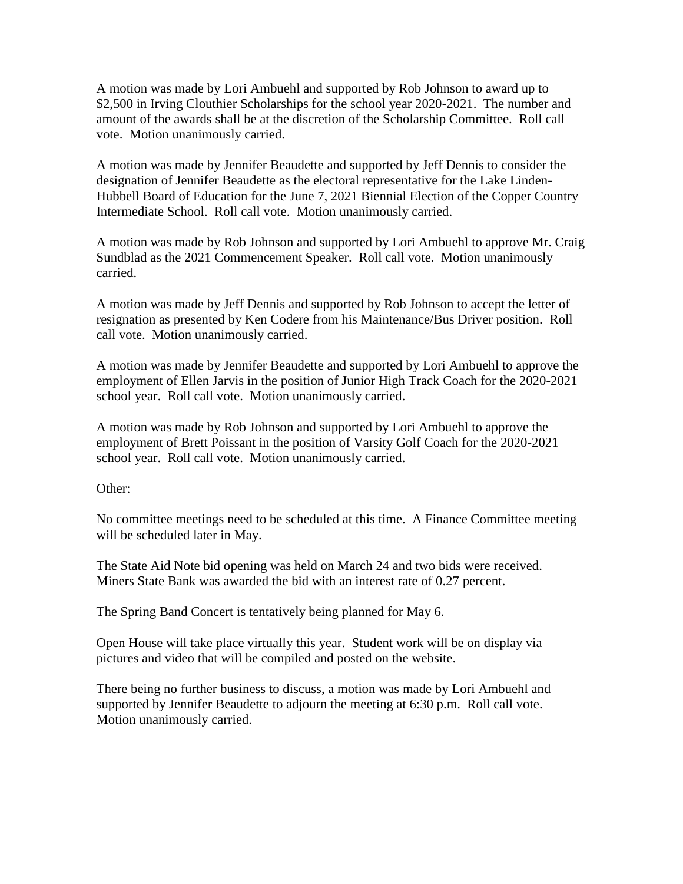A motion was made by Lori Ambuehl and supported by Rob Johnson to award up to $2,500 in Irving Clouthier Scholarships for the school year 2020-2021. The number and amount of the awards shall be at the discretion of the Scholarship Committee. Roll call vote. Motion unanimously carried.

A motion was made by Jennifer Beaudette and supported by Jeff Dennis to consider the designation of Jennifer Beaudette as the electoral representative for the Lake Linden-Hubbell Board of Education for the June 7, 2021 Biennial Election of the Copper Country Intermediate School. Roll call vote. Motion unanimously carried.

A motion was made by Rob Johnson and supported by Lori Ambuehl to approve Mr. Craig Sundblad as the 2021 Commencement Speaker. Roll call vote. Motion unanimously carried.

A motion was made by Jeff Dennis and supported by Rob Johnson to accept the letter of resignation as presented by Ken Codere from his Maintenance/Bus Driver position. Roll call vote. Motion unanimously carried.

A motion was made by Jennifer Beaudette and supported by Lori Ambuehl to approve the employment of Ellen Jarvis in the position of Junior High Track Coach for the 2020-2021 school year. Roll call vote. Motion unanimously carried.

A motion was made by Rob Johnson and supported by Lori Ambuehl to approve the employment of Brett Poissant in the position of Varsity Golf Coach for the 2020-2021 school year. Roll call vote. Motion unanimously carried.

Other:

No committee meetings need to be scheduled at this time. A Finance Committee meeting will be scheduled later in May.

The State Aid Note bid opening was held on March 24 and two bids were received. Miners State Bank was awarded the bid with an interest rate of 0.27 percent.

The Spring Band Concert is tentatively being planned for May 6.

Open House will take place virtually this year. Student work will be on display via pictures and video that will be compiled and posted on the website.

There being no further business to discuss, a motion was made by Lori Ambuehl and supported by Jennifer Beaudette to adjourn the meeting at 6:30 p.m. Roll call vote. Motion unanimously carried.